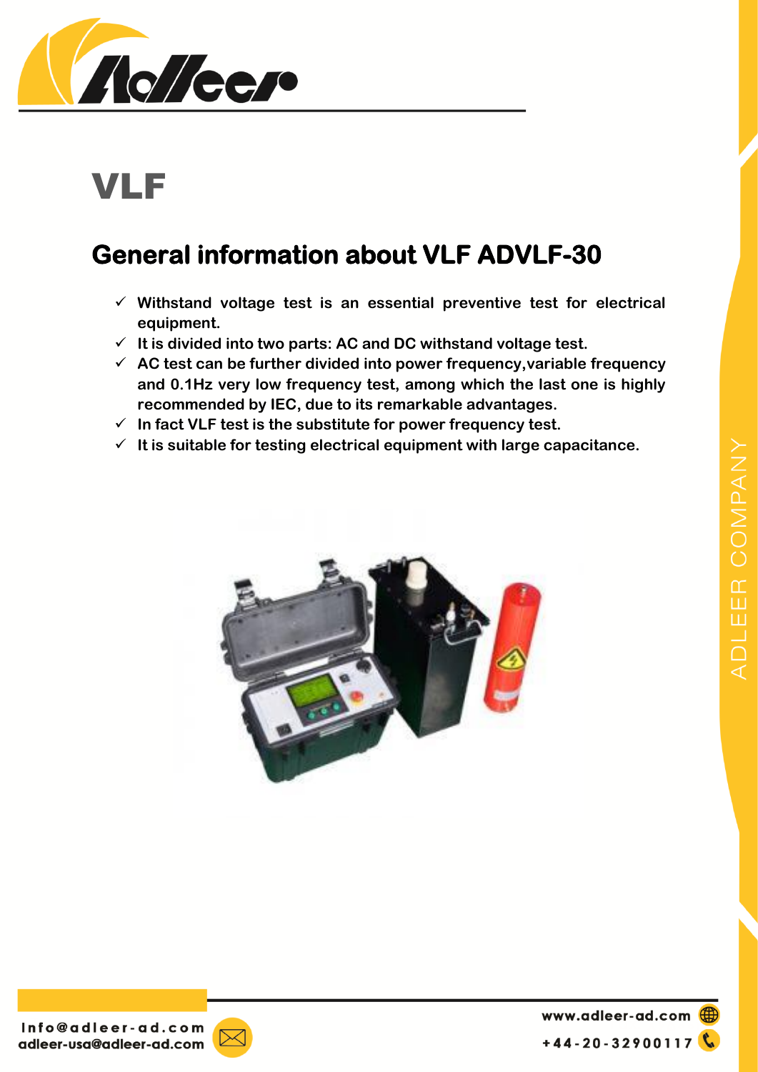# VLF

## General information about VLF ADVLF-30

- ✓ Withstand voltage test is an essential preventive test for electrical equipment.
- ✓ It is divided into two parts: AC and DC withstand voltage test.
- ✓ AC test can be further divided into power frequency,variable frequency and 0.1Hz very low frequency test, among which the last one is highly recommended by IEC, due to its remarkable advantages.
- ✓ In fact VLF test is the substitute for power frequency test.
- ✓ It is suitable for testing electrical equipment with large capacitance.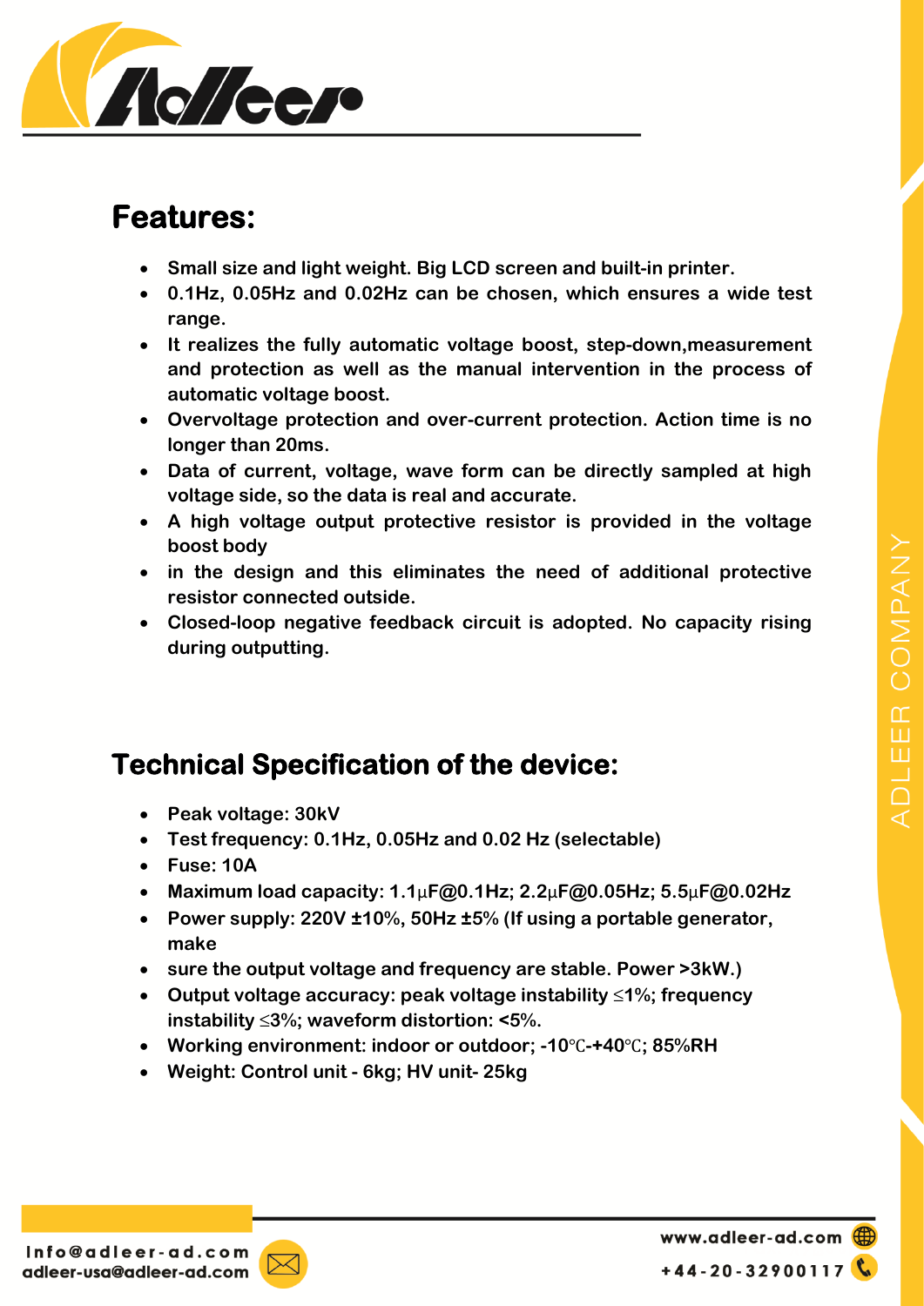## Features:

- Small size and light weight. Big LCD screen and built-in printer.
- 0.1Hz, 0.05Hz and 0.02Hz can be chosen, which ensures a wide test range.
- It realizes the fully automatic voltage boost, step-down,measurement and protection as well as the manual intervention in the process of automatic voltage boost.
- Overvoltage protection and over-current protection. Action time is no longer than 20ms.
- Data of current, voltage, wave form can be directly sampled at high voltage side, so the data is real and accurate.
- A high voltage output protective resistor is provided in the voltage boost body
- in the design and this eliminates the need of additional protective resistor connected outside.
- Closed-loop negative feedback circuit is adopted. No capacity rising during outputting.

## Technical Specification of the device:

- Peak voltage: 30kV
- Test frequency: 0.1Hz, 0.05Hz and 0.02 Hz (selectable)
- Fuse: 10A
- Maximum load capacity: 1.1µF@0.1Hz; 2.2µF@0.05Hz; 5.5µF@0.02Hz
- Power supply: 220V ±10%, 50Hz ±5% (If using a portable generator, make
- sure the output voltage and frequency are stable. Power >3kW.)
- Output voltage accuracy: peak voltage instability ≤1%; frequency instability ≤3%; waveform distortion: <5%.
- Working environment: indoor or outdoor; -10℃-+40℃; 85%RH
- Weight: Control unit - 6kg; HV unit- 25kg